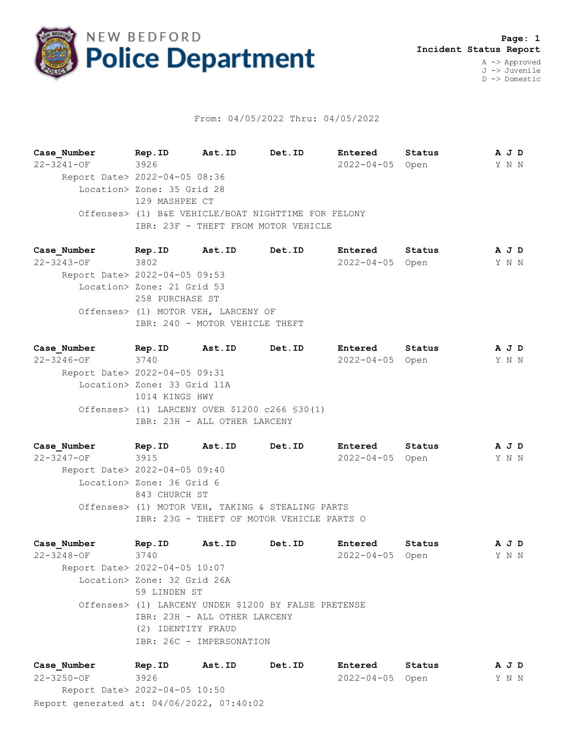# NEW BEDFORD Police Department

**Page: 1**
**Incident Status Report**

A -> Approved
J -> Juvenile
D -> Domestic

From: 04/05/2022 Thru: 04/05/2022

| Case_Number | Rep.ID | Ast.ID | Det.ID | Entered | Status | A J D |
|---|---|---|---|---|---|---|
| 22-3241-OF | 3926 | | | 2022-04-05 | Open | Y N N |

Report Date> 2022-04-05 08:36
Location> Zone: 35 Grid 28
129 MASHPEE CT
Offenses> (1) B&E VEHICLE/BOAT NIGHTTIME FOR FELONY
IBR: 23F - THEFT FROM MOTOR VEHICLE

| Case_Number | Rep.ID | Ast.ID | Det.ID | Entered | Status | A J D |
|---|---|---|---|---|---|---|
| 22-3243-OF | 3802 | | | 2022-04-05 | Open | Y N N |

Report Date> 2022-04-05 09:53
Location> Zone: 21 Grid 53
258 PURCHASE ST
Offenses> (1) MOTOR VEH, LARCENY OF
IBR: 240 - MOTOR VEHICLE THEFT

| Case_Number | Rep.ID | Ast.ID | Det.ID | Entered | Status | A J D |
|---|---|---|---|---|---|---|
| 22-3246-OF | 3740 | | | 2022-04-05 | Open | Y N N |

Report Date> 2022-04-05 09:31
Location> Zone: 33 Grid 11A
1014 KINGS HWY
Offenses> (1) LARCENY OVER $1200 c266 §30(1)
IBR: 23H - ALL OTHER LARCENY

| Case_Number | Rep.ID | Ast.ID | Det.ID | Entered | Status | A J D |
|---|---|---|---|---|---|---|
| 22-3247-OF | 3915 | | | 2022-04-05 | Open | Y N N |

Report Date> 2022-04-05 09:40
Location> Zone: 36 Grid 6
843 CHURCH ST
Offenses> (1) MOTOR VEH, TAKING & STEALING PARTS
IBR: 23G - THEFT OF MOTOR VEHICLE PARTS O

| Case_Number | Rep.ID | Ast.ID | Det.ID | Entered | Status | A J D |
|---|---|---|---|---|---|---|
| 22-3248-OF | 3740 | | | 2022-04-05 | Open | Y N N |

Report Date> 2022-04-05 10:07
Location> Zone: 32 Grid 26A
59 LINDEN ST
Offenses> (1) LARCENY UNDER $1200 BY FALSE PRETENSE
IBR: 23H - ALL OTHER LARCENY
(2) IDENTITY FRAUD
IBR: 26C - IMPERSONATION

| Case_Number | Rep.ID | Ast.ID | Det.ID | Entered | Status | A J D |
|---|---|---|---|---|---|---|
| 22-3250-OF | 3926 | | | 2022-04-05 | Open | Y N N |

Report Date> 2022-04-05 10:50

Report generated at: 04/06/2022, 07:40:02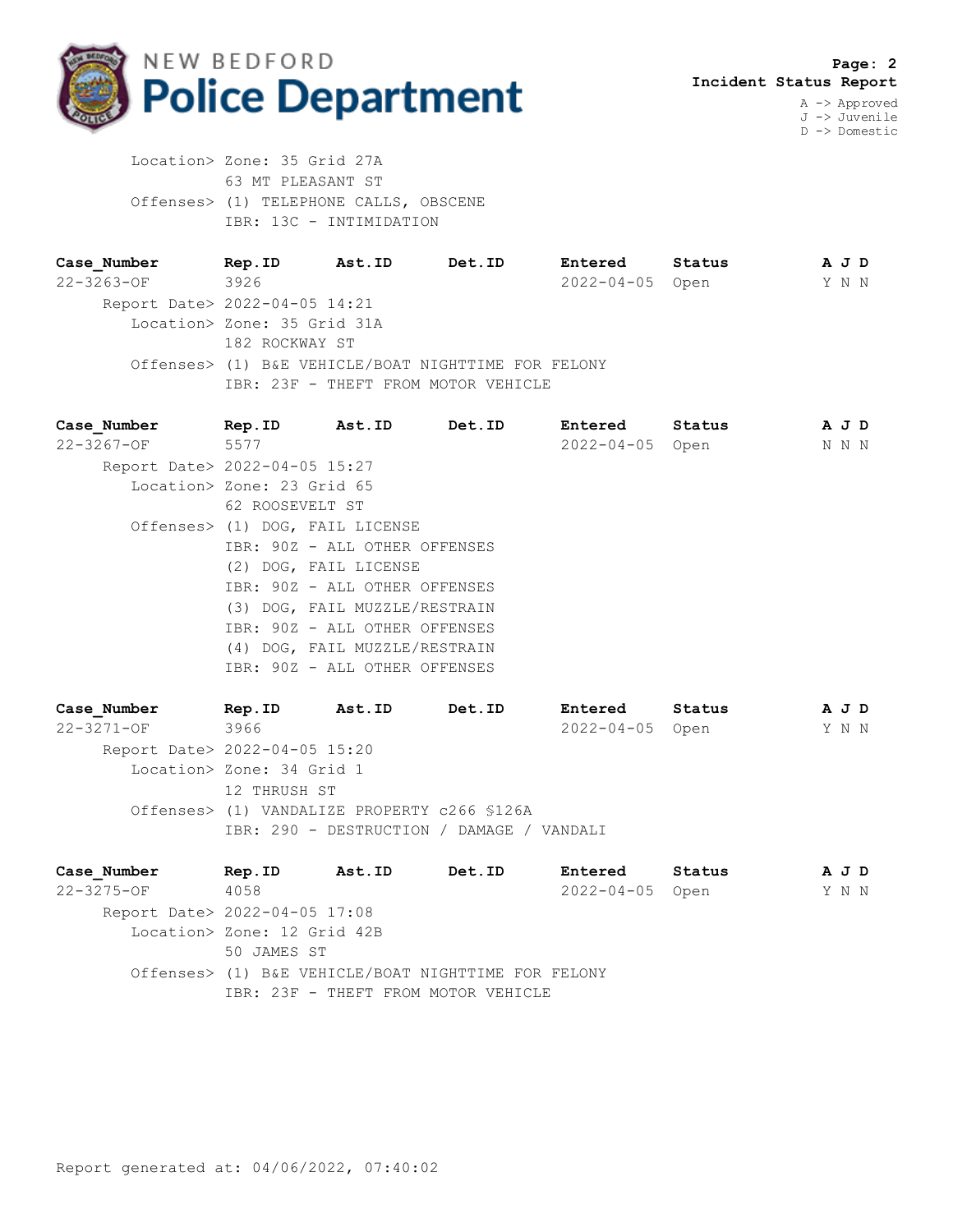**Incident Status Report**

A -> Approved
J -> Juvenile
D -> Domestic

Location> Zone: 35 Grid 27A
63 MT PLEASANT ST
Offenses> (1) TELEPHONE CALLS, OBSCENE
IBR: 13C - INTIMIDATION

| Case_Number | Rep.ID | Ast.ID | Det.ID | Entered | Status | A J D |
|---|---|---|---|---|---|---|
| 22-3263-OF | 3926 | | | 2022-04-05 | Open | Y N N |

Report Date> 2022-04-05 14:21
Location> Zone: 35 Grid 31A
182 ROCKWAY ST
Offenses> (1) B&E VEHICLE/BOAT NIGHTTIME FOR FELONY
IBR: 23F - THEFT FROM MOTOR VEHICLE

| Case_Number | Rep.ID | Ast.ID | Det.ID | Entered | Status | A J D |
|---|---|---|---|---|---|---|
| 22-3267-OF | 5577 | | | 2022-04-05 | Open | N N N |

Report Date> 2022-04-05 15:27
Location> Zone: 23 Grid 65
62 ROOSEVELT ST
Offenses> (1) DOG, FAIL LICENSE
IBR: 90Z - ALL OTHER OFFENSES
(2) DOG, FAIL LICENSE
IBR: 90Z - ALL OTHER OFFENSES
(3) DOG, FAIL MUZZLE/RESTRAIN
IBR: 90Z - ALL OTHER OFFENSES
(4) DOG, FAIL MUZZLE/RESTRAIN
IBR: 90Z - ALL OTHER OFFENSES

| Case_Number | Rep.ID | Ast.ID | Det.ID | Entered | Status | A J D |
|---|---|---|---|---|---|---|
| 22-3271-OF | 3966 | | | 2022-04-05 | Open | Y N N |

Report Date> 2022-04-05 15:20
Location> Zone: 34 Grid 1
12 THRUSH ST
Offenses> (1) VANDALIZE PROPERTY c266 §126A
IBR: 290 - DESTRUCTION / DAMAGE / VANDALI

| Case_Number | Rep.ID | Ast.ID | Det.ID | Entered | Status | A J D |
|---|---|---|---|---|---|---|
| 22-3275-OF | 4058 | | | 2022-04-05 | Open | Y N N |

Report Date> 2022-04-05 17:08
Location> Zone: 12 Grid 42B
50 JAMES ST
Offenses> (1) B&E VEHICLE/BOAT NIGHTTIME FOR FELONY
IBR: 23F - THEFT FROM MOTOR VEHICLE

Report generated at: 04/06/2022, 07:40:02